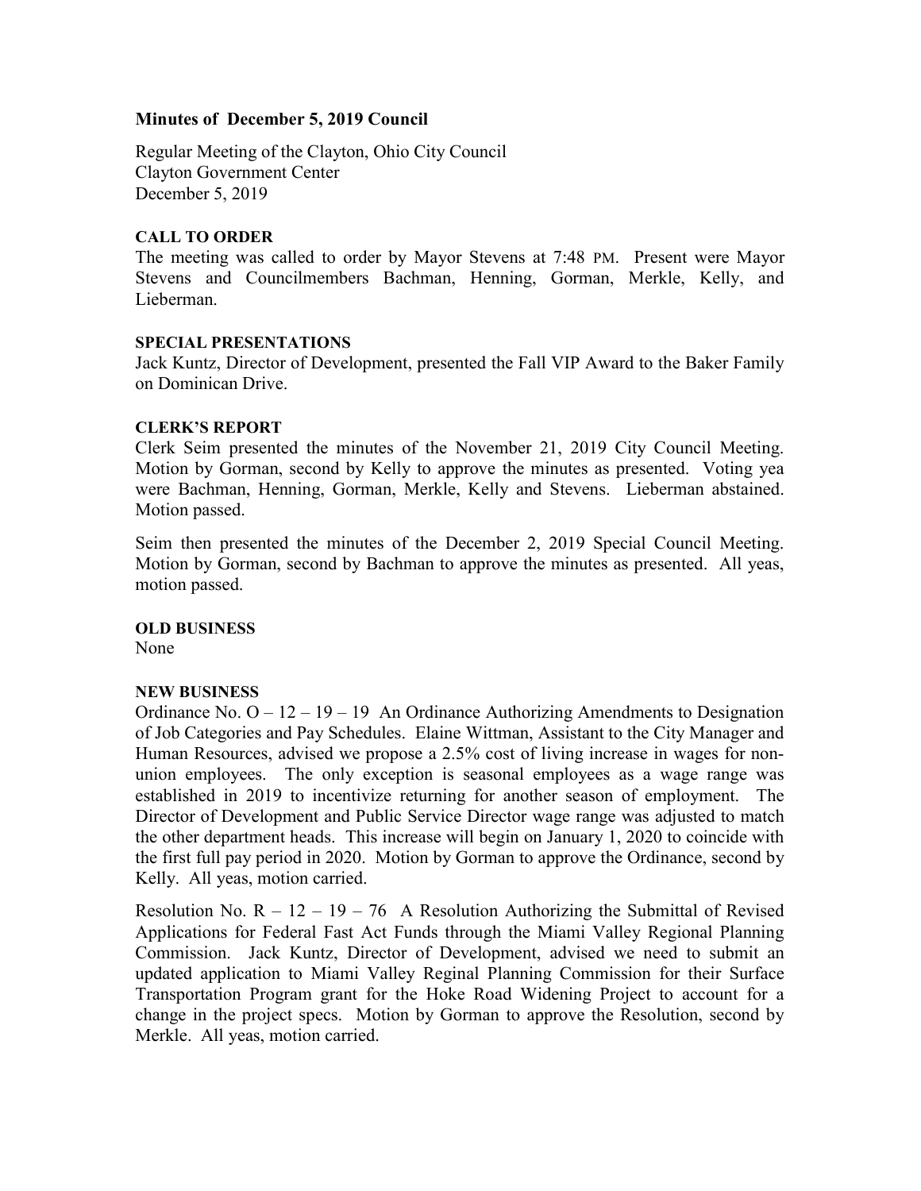**Minutes of December 5, 2019 Council**

Regular Meeting of the Clayton, Ohio City Council
Clayton Government Center
December 5, 2019

**CALL TO ORDER**

The meeting was called to order by Mayor Stevens at 7:48 PM. Present were Mayor Stevens and Councilmembers Bachman, Henning, Gorman, Merkle, Kelly, and Lieberman.

**SPECIAL PRESENTATIONS**

Jack Kuntz, Director of Development, presented the Fall VIP Award to the Baker Family on Dominican Drive.

**CLERK'S REPORT**

Clerk Seim presented the minutes of the November 21, 2019 City Council Meeting. Motion by Gorman, second by Kelly to approve the minutes as presented. Voting yea were Bachman, Henning, Gorman, Merkle, Kelly and Stevens. Lieberman abstained. Motion passed.

Seim then presented the minutes of the December 2, 2019 Special Council Meeting. Motion by Gorman, second by Bachman to approve the minutes as presented. All yeas, motion passed.

**OLD BUSINESS**

None

**NEW BUSINESS**

Ordinance No. O – 12 – 19 – 19 An Ordinance Authorizing Amendments to Designation of Job Categories and Pay Schedules. Elaine Wittman, Assistant to the City Manager and Human Resources, advised we propose a 2.5% cost of living increase in wages for non-union employees. The only exception is seasonal employees as a wage range was established in 2019 to incentivize returning for another season of employment. The Director of Development and Public Service Director wage range was adjusted to match the other department heads. This increase will begin on January 1, 2020 to coincide with the first full pay period in 2020. Motion by Gorman to approve the Ordinance, second by Kelly. All yeas, motion carried.

Resolution No. R – 12 – 19 – 76 A Resolution Authorizing the Submittal of Revised Applications for Federal Fast Act Funds through the Miami Valley Regional Planning Commission. Jack Kuntz, Director of Development, advised we need to submit an updated application to Miami Valley Reginal Planning Commission for their Surface Transportation Program grant for the Hoke Road Widening Project to account for a change in the project specs. Motion by Gorman to approve the Resolution, second by Merkle. All yeas, motion carried.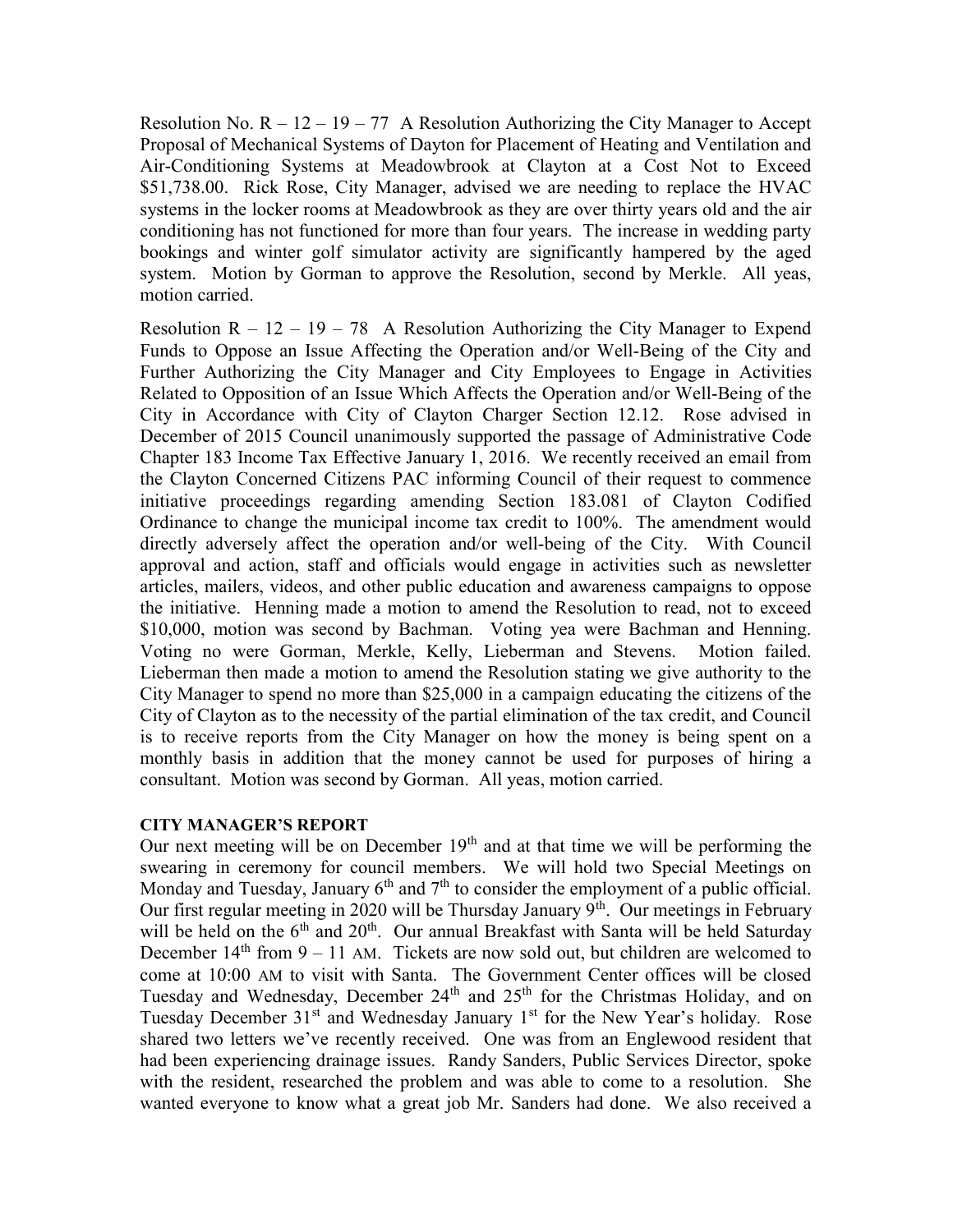Resolution No. R – 12 – 19 – 77 A Resolution Authorizing the City Manager to Accept Proposal of Mechanical Systems of Dayton for Placement of Heating and Ventilation and Air-Conditioning Systems at Meadowbrook at Clayton at a Cost Not to Exceed $51,738.00. Rick Rose, City Manager, advised we are needing to replace the HVAC systems in the locker rooms at Meadowbrook as they are over thirty years old and the air conditioning has not functioned for more than four years. The increase in wedding party bookings and winter golf simulator activity are significantly hampered by the aged system. Motion by Gorman to approve the Resolution, second by Merkle. All yeas, motion carried.

Resolution R – 12 – 19 – 78 A Resolution Authorizing the City Manager to Expend Funds to Oppose an Issue Affecting the Operation and/or Well-Being of the City and Further Authorizing the City Manager and City Employees to Engage in Activities Related to Opposition of an Issue Which Affects the Operation and/or Well-Being of the City in Accordance with City of Clayton Charger Section 12.12. Rose advised in December of 2015 Council unanimously supported the passage of Administrative Code Chapter 183 Income Tax Effective January 1, 2016. We recently received an email from the Clayton Concerned Citizens PAC informing Council of their request to commence initiative proceedings regarding amending Section 183.081 of Clayton Codified Ordinance to change the municipal income tax credit to 100%. The amendment would directly adversely affect the operation and/or well-being of the City. With Council approval and action, staff and officials would engage in activities such as newsletter articles, mailers, videos, and other public education and awareness campaigns to oppose the initiative. Henning made a motion to amend the Resolution to read, not to exceed $10,000, motion was second by Bachman. Voting yea were Bachman and Henning. Voting no were Gorman, Merkle, Kelly, Lieberman and Stevens. Motion failed. Lieberman then made a motion to amend the Resolution stating we give authority to the City Manager to spend no more than $25,000 in a campaign educating the citizens of the City of Clayton as to the necessity of the partial elimination of the tax credit, and Council is to receive reports from the City Manager on how the money is being spent on a monthly basis in addition that the money cannot be used for purposes of hiring a consultant. Motion was second by Gorman. All yeas, motion carried.

**CITY MANAGER'S REPORT**

Our next meeting will be on December 19th and at that time we will be performing the swearing in ceremony for council members. We will hold two Special Meetings on Monday and Tuesday, January 6th and 7th to consider the employment of a public official. Our first regular meeting in 2020 will be Thursday January 9th. Our meetings in February will be held on the 6th and 20th. Our annual Breakfast with Santa will be held Saturday December 14th from 9 – 11 AM. Tickets are now sold out, but children are welcomed to come at 10:00 AM to visit with Santa. The Government Center offices will be closed Tuesday and Wednesday, December 24th and 25th for the Christmas Holiday, and on Tuesday December 31st and Wednesday January 1st for the New Year's holiday. Rose shared two letters we've recently received. One was from an Englewood resident that had been experiencing drainage issues. Randy Sanders, Public Services Director, spoke with the resident, researched the problem and was able to come to a resolution. She wanted everyone to know what a great job Mr. Sanders had done. We also received a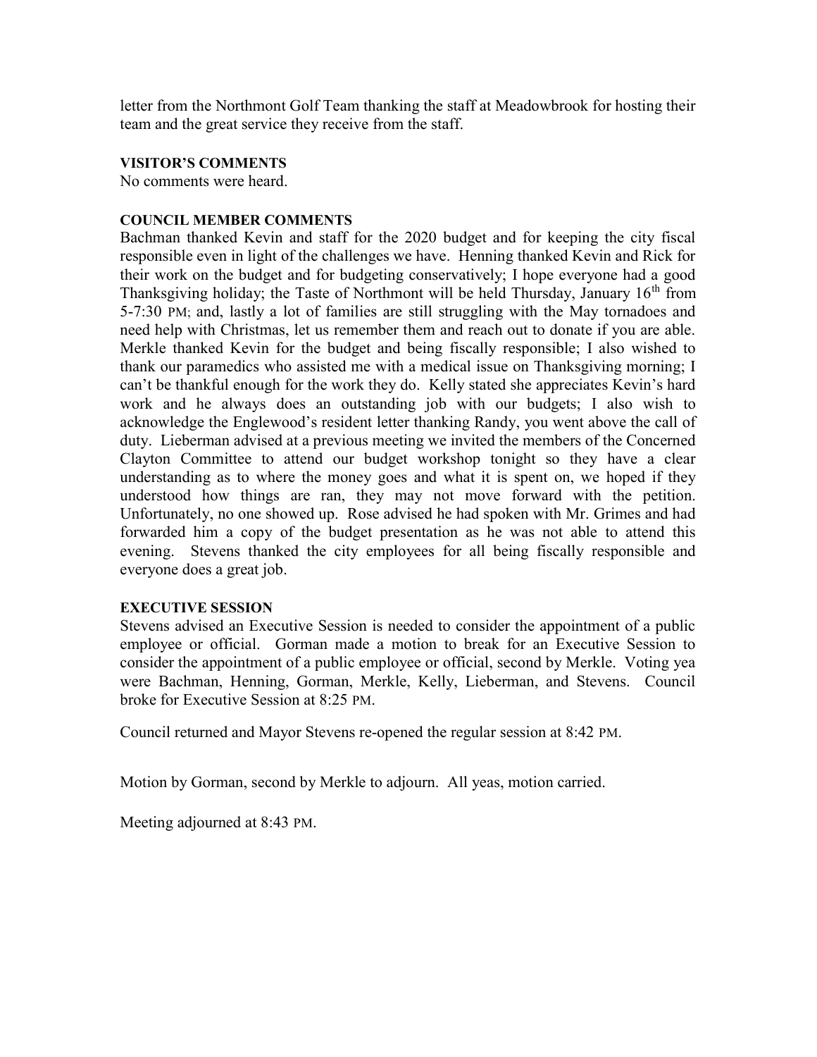letter from the Northmont Golf Team thanking the staff at Meadowbrook for hosting their team and the great service they receive from the staff.

**VISITOR'S COMMENTS**

No comments were heard.

**COUNCIL MEMBER COMMENTS**

Bachman thanked Kevin and staff for the 2020 budget and for keeping the city fiscal responsible even in light of the challenges we have. Henning thanked Kevin and Rick for their work on the budget and for budgeting conservatively; I hope everyone had a good Thanksgiving holiday; the Taste of Northmont will be held Thursday, January 16th from 5-7:30 PM; and, lastly a lot of families are still struggling with the May tornadoes and need help with Christmas, let us remember them and reach out to donate if you are able. Merkle thanked Kevin for the budget and being fiscally responsible; I also wished to thank our paramedics who assisted me with a medical issue on Thanksgiving morning; I can't be thankful enough for the work they do. Kelly stated she appreciates Kevin's hard work and he always does an outstanding job with our budgets; I also wish to acknowledge the Englewood's resident letter thanking Randy, you went above the call of duty. Lieberman advised at a previous meeting we invited the members of the Concerned Clayton Committee to attend our budget workshop tonight so they have a clear understanding as to where the money goes and what it is spent on, we hoped if they understood how things are ran, they may not move forward with the petition. Unfortunately, no one showed up. Rose advised he had spoken with Mr. Grimes and had forwarded him a copy of the budget presentation as he was not able to attend this evening. Stevens thanked the city employees for all being fiscally responsible and everyone does a great job.

**EXECUTIVE SESSION**

Stevens advised an Executive Session is needed to consider the appointment of a public employee or official. Gorman made a motion to break for an Executive Session to consider the appointment of a public employee or official, second by Merkle. Voting yea were Bachman, Henning, Gorman, Merkle, Kelly, Lieberman, and Stevens. Council broke for Executive Session at 8:25 PM.

Council returned and Mayor Stevens re-opened the regular session at 8:42 PM.

Motion by Gorman, second by Merkle to adjourn. All yeas, motion carried.

Meeting adjourned at 8:43 PM.